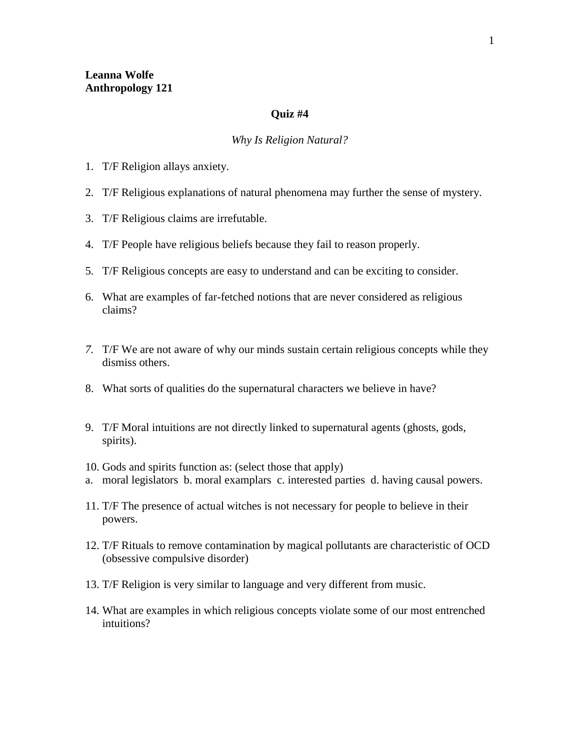**Leanna Wolfe**
**Anthropology 121**

**Quiz #4**

*Why Is Religion Natural?*

1. T/F Religion allays anxiety.

2. T/F Religious explanations of natural phenomena may further the sense of mystery.

3. T/F Religious claims are irrefutable.

4. T/F People have religious beliefs because they fail to reason properly.

5. T/F Religious concepts are easy to understand and can be exciting to consider.

6. What are examples of far-fetched notions that are never considered as religious claims?

7. T/F We are not aware of why our minds sustain certain religious concepts while they dismiss others.

8. What sorts of qualities do the supernatural characters we believe in have?

9. T/F Moral intuitions are not directly linked to supernatural agents (ghosts, gods, spirits).

10. Gods and spirits function as: (select those that apply)
    a. moral legislators b. moral examplars c. interested parties d. having causal powers.

11. T/F The presence of actual witches is not necessary for people to believe in their powers.

12. T/F Rituals to remove contamination by magical pollutants are characteristic of OCD (obsessive compulsive disorder)

13. T/F Religion is very similar to language and very different from music.

14. What are examples in which religious concepts violate some of our most entrenched intuitions?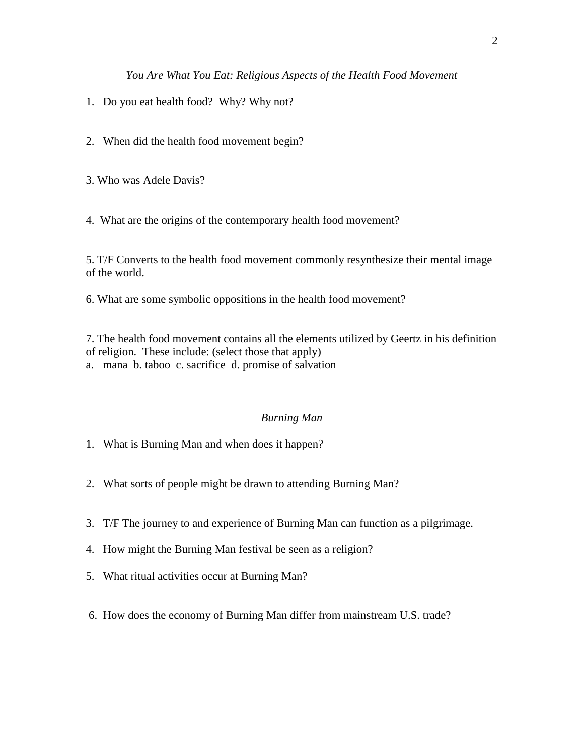*You Are What You Eat: Religious Aspects of the Health Food Movement*

1. Do you eat health food? Why? Why not?

2. When did the health food movement begin?

3. Who was Adele Davis?

4. What are the origins of the contemporary health food movement?

5. T/F Converts to the health food movement commonly resynthesize their mental image of the world.

6. What are some symbolic oppositions in the health food movement?

7. The health food movement contains all the elements utilized by Geertz in his definition of religion. These include: (select those that apply)
a. mana b. taboo c. sacrifice d. promise of salvation

*Burning Man*

1. What is Burning Man and when does it happen?

2. What sorts of people might be drawn to attending Burning Man?

3. T/F The journey to and experience of Burning Man can function as a pilgrimage.

4. How might the Burning Man festival be seen as a religion?

5. What ritual activities occur at Burning Man?

6. How does the economy of Burning Man differ from mainstream U.S. trade?